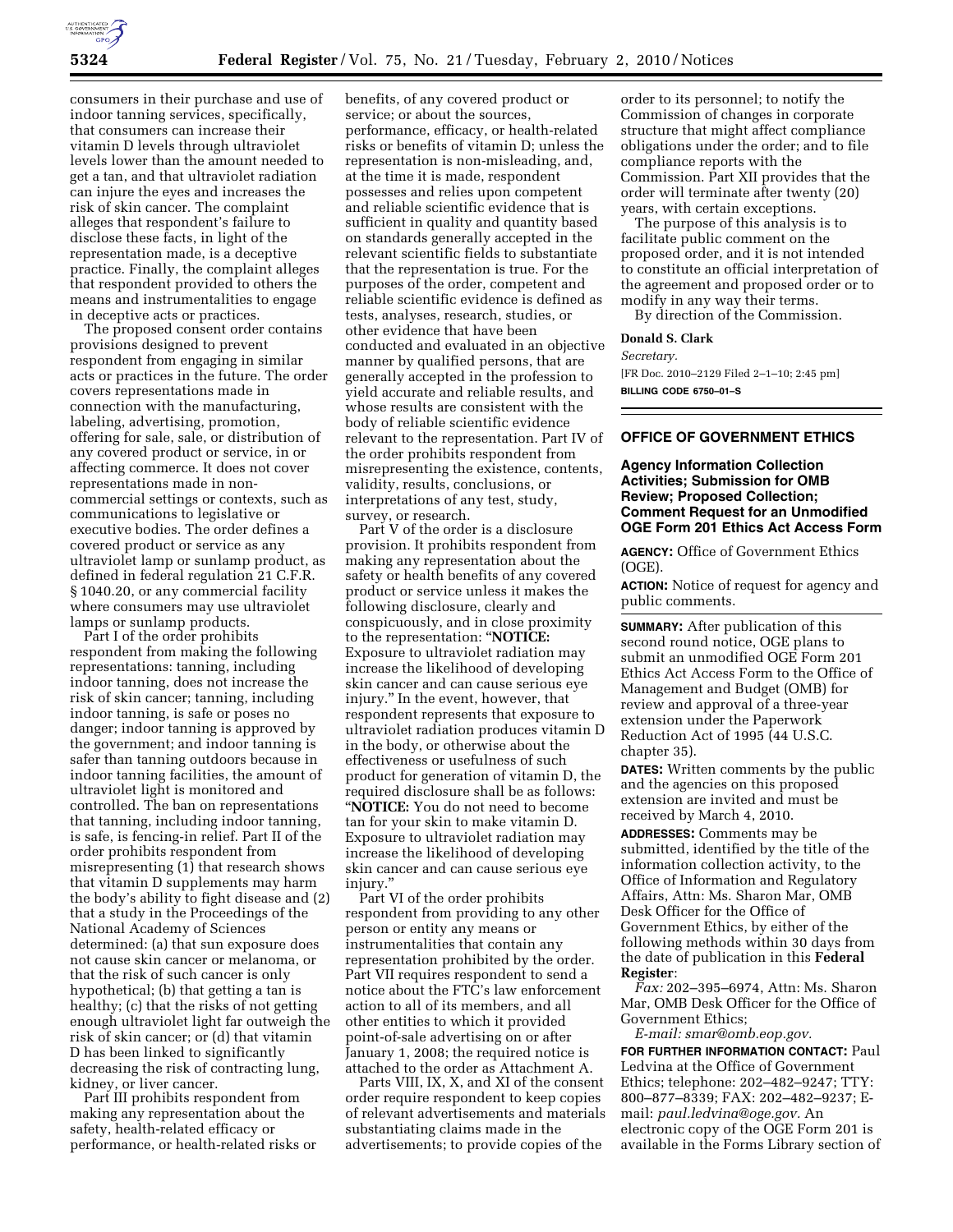consumers in their purchase and use of indoor tanning services, specifically, that consumers can increase their vitamin D levels through ultraviolet levels lower than the amount needed to get a tan, and that ultraviolet radiation can injure the eyes and increases the risk of skin cancer. The complaint alleges that respondent's failure to disclose these facts, in light of the representation made, is a deceptive practice. Finally, the complaint alleges that respondent provided to others the means and instrumentalities to engage in deceptive acts or practices.

The proposed consent order contains provisions designed to prevent respondent from engaging in similar acts or practices in the future. The order covers representations made in connection with the manufacturing, labeling, advertising, promotion, offering for sale, sale, or distribution of any covered product or service, in or affecting commerce. It does not cover representations made in non-commercial settings or contexts, such as communications to legislative or executive bodies. The order defines a covered product or service as any ultraviolet lamp or sunlamp product, as defined in federal regulation 21 C.F.R. § 1040.20, or any commercial facility where consumers may use ultraviolet lamps or sunlamp products.

Part I of the order prohibits respondent from making the following representations: tanning, including indoor tanning, does not increase the risk of skin cancer; tanning, including indoor tanning, is safe or poses no danger; indoor tanning is approved by the government; and indoor tanning is safer than tanning outdoors because in indoor tanning facilities, the amount of ultraviolet light is monitored and controlled. The ban on representations that tanning, including indoor tanning, is safe, is fencing-in relief. Part II of the order prohibits respondent from misrepresenting (1) that research shows that vitamin D supplements may harm the body's ability to fight disease and (2) that a study in the Proceedings of the National Academy of Sciences determined: (a) that sun exposure does not cause skin cancer or melanoma, or that the risk of such cancer is only hypothetical; (b) that getting a tan is healthy; (c) that the risks of not getting enough ultraviolet light far outweigh the risk of skin cancer; or (d) that vitamin D has been linked to significantly decreasing the risk of contracting lung, kidney, or liver cancer.

Part III prohibits respondent from making any representation about the safety, health-related efficacy or performance, or health-related risks or benefits, of any covered product or service; or about the sources, performance, efficacy, or health-related risks or benefits of vitamin D; unless the representation is non-misleading, and, at the time it is made, respondent possesses and relies upon competent and reliable scientific evidence that is sufficient in quality and quantity based on standards generally accepted in the relevant scientific fields to substantiate that the representation is true. For the purposes of the order, competent and reliable scientific evidence is defined as tests, analyses, research, studies, or other evidence that have been conducted and evaluated in an objective manner by qualified persons, that are generally accepted in the profession to yield accurate and reliable results, and whose results are consistent with the body of reliable scientific evidence relevant to the representation. Part IV of the order prohibits respondent from misrepresenting the existence, contents, validity, results, conclusions, or interpretations of any test, study, survey, or research.

Part V of the order is a disclosure provision. It prohibits respondent from making any representation about the safety or health benefits of any covered product or service unless it makes the following disclosure, clearly and conspicuously, and in close proximity to the representation: "**NOTICE:** Exposure to ultraviolet radiation may increase the likelihood of developing skin cancer and can cause serious eye injury." In the event, however, that respondent represents that exposure to ultraviolet radiation produces vitamin D in the body, or otherwise about the effectiveness or usefulness of such product for generation of vitamin D, the required disclosure shall be as follows: "**NOTICE:** You do not need to become tan for your skin to make vitamin D. Exposure to ultraviolet radiation may increase the likelihood of developing skin cancer and can cause serious eye injury."

Part VI of the order prohibits respondent from providing to any other person or entity any means or instrumentalities that contain any representation prohibited by the order. Part VII requires respondent to send a notice about the FTC's law enforcement action to all of its members, and all other entities to which it provided point-of-sale advertising on or after January 1, 2008; the required notice is attached to the order as Attachment A.

Parts VIII, IX, X, and XI of the consent order require respondent to keep copies of relevant advertisements and materials substantiating claims made in the advertisements; to provide copies of the order to its personnel; to notify the Commission of changes in corporate structure that might affect compliance obligations under the order; and to file compliance reports with the Commission. Part XII provides that the order will terminate after twenty (20) years, with certain exceptions.

The purpose of this analysis is to facilitate public comment on the proposed order, and it is not intended to constitute an official interpretation of the agreement and proposed order or to modify in any way their terms.

By direction of the Commission.

**Donald S. Clark**

*Secretary.*

[FR Doc. 2010–2129 Filed 2–1–10; 2:45 pm]

**BILLING CODE 6750–01–S**

## OFFICE OF GOVERNMENT ETHICS

### Agency Information Collection Activities; Submission for OMB Review; Proposed Collection; Comment Request for an Unmodified OGE Form 201 Ethics Act Access Form

**AGENCY:** Office of Government Ethics (OGE).

**ACTION:** Notice of request for agency and public comments.

**SUMMARY:** After publication of this second round notice, OGE plans to submit an unmodified OGE Form 201 Ethics Act Access Form to the Office of Management and Budget (OMB) for review and approval of a three-year extension under the Paperwork Reduction Act of 1995 (44 U.S.C. chapter 35).

**DATES:** Written comments by the public and the agencies on this proposed extension are invited and must be received by March 4, 2010.

**ADDRESSES:** Comments may be submitted, identified by the title of the information collection activity, to the Office of Information and Regulatory Affairs, Attn: Ms. Sharon Mar, OMB Desk Officer for the Office of Government Ethics, by either of the following methods within 30 days from the date of publication in this **Federal Register**:

*Fax:* 202–395–6974, Attn: Ms. Sharon Mar, OMB Desk Officer for the Office of Government Ethics;

*E-mail: smar@omb.eop.gov.*

**FOR FURTHER INFORMATION CONTACT:** Paul Ledvina at the Office of Government Ethics; telephone: 202–482–9247; TTY: 800–877–8339; FAX: 202–482–9237; E-mail: *paul.ledvina@oge.gov.* An electronic copy of the OGE Form 201 is available in the Forms Library section of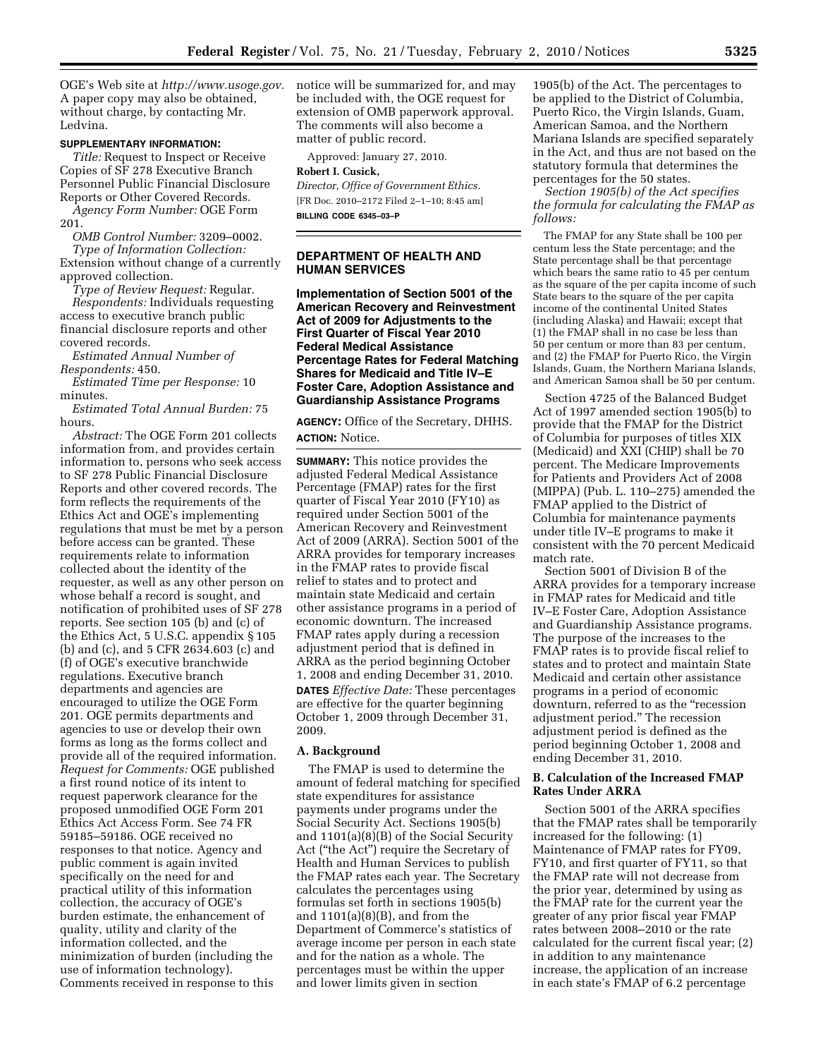OGE's Web site at *http://www.usoge.gov.* A paper copy may also be obtained, without charge, by contacting Mr. Ledvina.

**SUPPLEMENTARY INFORMATION:**

*Title:* Request to Inspect or Receive Copies of SF 278 Executive Branch Personnel Public Financial Disclosure Reports or Other Covered Records.

*Agency Form Number:* OGE Form 201.

*OMB Control Number:* 3209–0002.

*Type of Information Collection:* Extension without change of a currently approved collection.

*Type of Review Request:* Regular.

*Respondents:* Individuals requesting access to executive branch public financial disclosure reports and other covered records.

*Estimated Annual Number of Respondents:* 450.

*Estimated Time per Response:* 10 minutes.

*Estimated Total Annual Burden:* 75 hours.

*Abstract:* The OGE Form 201 collects information from, and provides certain information to, persons who seek access to SF 278 Public Financial Disclosure Reports and other covered records. The form reflects the requirements of the Ethics Act and OGE's implementing regulations that must be met by a person before access can be granted. These requirements relate to information collected about the identity of the requester, as well as any other person on whose behalf a record is sought, and notification of prohibited uses of SF 278 reports. See section 105 (b) and (c) of the Ethics Act, 5 U.S.C. appendix § 105 (b) and (c), and 5 CFR 2634.603 (c) and (f) of OGE's executive branchwide regulations. Executive branch departments and agencies are encouraged to utilize the OGE Form 201. OGE permits departments and agencies to use or develop their own forms as long as the forms collect and provide all of the required information.

*Request for Comments:* OGE published a first round notice of its intent to request paperwork clearance for the proposed unmodified OGE Form 201 Ethics Act Access Form. See 74 FR 59185–59186. OGE received no responses to that notice. Agency and public comment is again invited specifically on the need for and practical utility of this information collection, the accuracy of OGE's burden estimate, the enhancement of quality, utility and clarity of the information collected, and the minimization of burden (including the use of information technology). Comments received in response to this notice will be summarized for, and may be included with, the OGE request for extension of OMB paperwork approval. The comments will also become a matter of public record.

Approved: January 27, 2010.

**Robert I. Cusick,**

*Director, Office of Government Ethics.*

[FR Doc. 2010–2172 Filed 2–1–10; 8:45 am]

**BILLING CODE 6345–03–P**

## DEPARTMENT OF HEALTH AND HUMAN SERVICES

### Implementation of Section 5001 of the American Recovery and Reinvestment Act of 2009 for Adjustments to the First Quarter of Fiscal Year 2010 Federal Medical Assistance Percentage Rates for Federal Matching Shares for Medicaid and Title IV–E Foster Care, Adoption Assistance and Guardianship Assistance Programs

**AGENCY:** Office of the Secretary, DHHS.

**ACTION:** Notice.

**SUMMARY:** This notice provides the adjusted Federal Medical Assistance Percentage (FMAP) rates for the first quarter of Fiscal Year 2010 (FY10) as required under Section 5001 of the American Recovery and Reinvestment Act of 2009 (ARRA). Section 5001 of the ARRA provides for temporary increases in the FMAP rates to provide fiscal relief to states and to protect and maintain state Medicaid and certain other assistance programs in a period of economic downturn. The increased FMAP rates apply during a recession adjustment period that is defined in ARRA as the period beginning October 1, 2008 and ending December 31, 2010.

**DATES** *Effective Date:* These percentages are effective for the quarter beginning October 1, 2009 through December 31, 2009.

### A. Background

The FMAP is used to determine the amount of federal matching for specified state expenditures for assistance payments under programs under the Social Security Act. Sections 1905(b) and 1101(a)(8)(B) of the Social Security Act ("the Act") require the Secretary of Health and Human Services to publish the FMAP rates each year. The Secretary calculates the percentages using formulas set forth in sections 1905(b) and 1101(a)(8)(B), and from the Department of Commerce's statistics of average income per person in each state and for the nation as a whole. The percentages must be within the upper and lower limits given in section 1905(b) of the Act. The percentages to be applied to the District of Columbia, Puerto Rico, the Virgin Islands, Guam, American Samoa, and the Northern Mariana Islands are specified separately in the Act, and thus are not based on the statutory formula that determines the percentages for the 50 states.

*Section 1905(b) of the Act specifies the formula for calculating the FMAP as follows:*

> The FMAP for any State shall be 100 per centum less the State percentage; and the State percentage shall be that percentage which bears the same ratio to 45 per centum as the square of the per capita income of such State bears to the square of the per capita income of the continental United States (including Alaska) and Hawaii; except that (1) the FMAP shall in no case be less than 50 per centum or more than 83 per centum, and (2) the FMAP for Puerto Rico, the Virgin Islands, Guam, the Northern Mariana Islands, and American Samoa shall be 50 per centum.

Section 4725 of the Balanced Budget Act of 1997 amended section 1905(b) to provide that the FMAP for the District of Columbia for purposes of titles XIX (Medicaid) and XXI (CHIP) shall be 70 percent. The Medicare Improvements for Patients and Providers Act of 2008 (MIPPA) (Pub. L. 110–275) amended the FMAP applied to the District of Columbia for maintenance payments under title IV–E programs to make it consistent with the 70 percent Medicaid match rate.

Section 5001 of Division B of the ARRA provides for a temporary increase in FMAP rates for Medicaid and title IV–E Foster Care, Adoption Assistance and Guardianship Assistance programs. The purpose of the increases to the FMAP rates is to provide fiscal relief to states and to protect and maintain State Medicaid and certain other assistance programs in a period of economic downturn, referred to as the "recession adjustment period." The recession adjustment period is defined as the period beginning October 1, 2008 and ending December 31, 2010.

### B. Calculation of the Increased FMAP Rates Under ARRA

Section 5001 of the ARRA specifies that the FMAP rates shall be temporarily increased for the following: (1) Maintenance of FMAP rates for FY09, FY10, and first quarter of FY11, so that the FMAP rate will not decrease from the prior year, determined by using as the FMAP rate for the current year the greater of any prior fiscal year FMAP rates between 2008–2010 or the rate calculated for the current fiscal year; (2) in addition to any maintenance increase, the application of an increase in each state's FMAP of 6.2 percentage